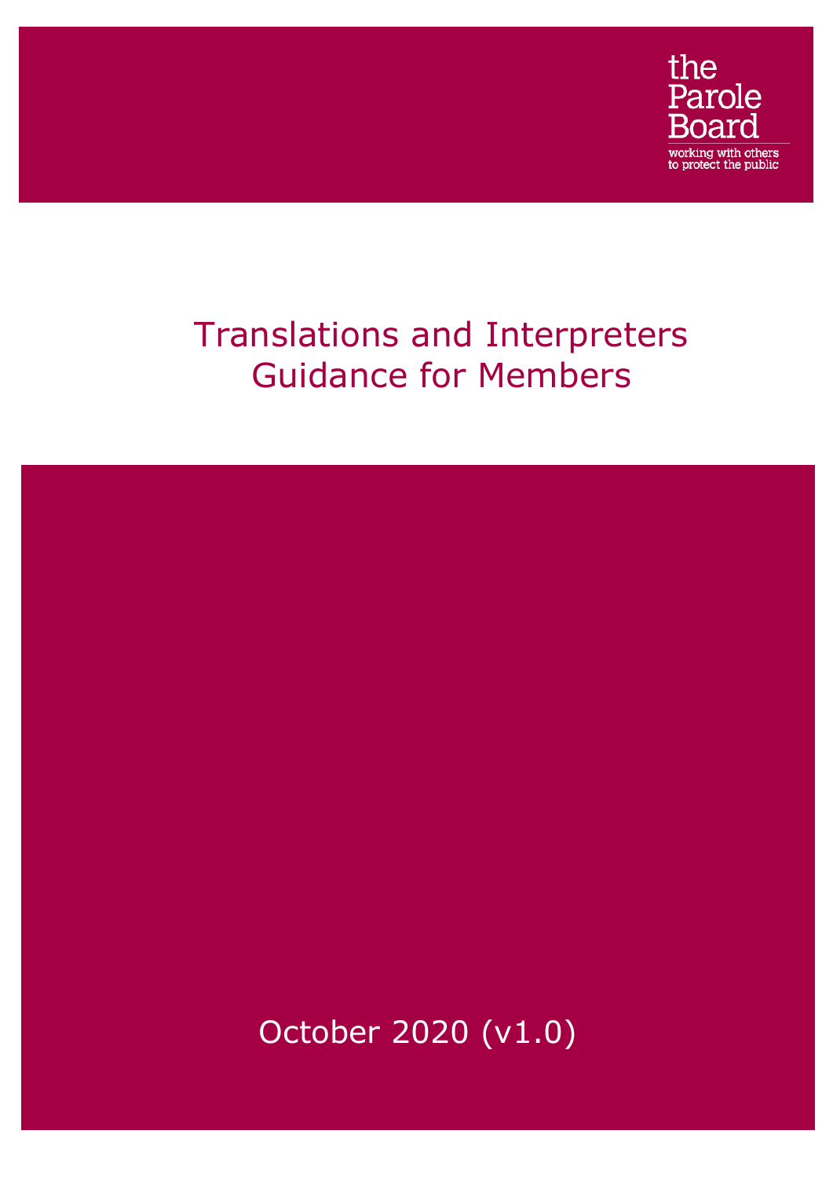the Parole Board

working with others to protect the public

# Translations and Interpreters Guidance for Members

October 2020 (v1.0)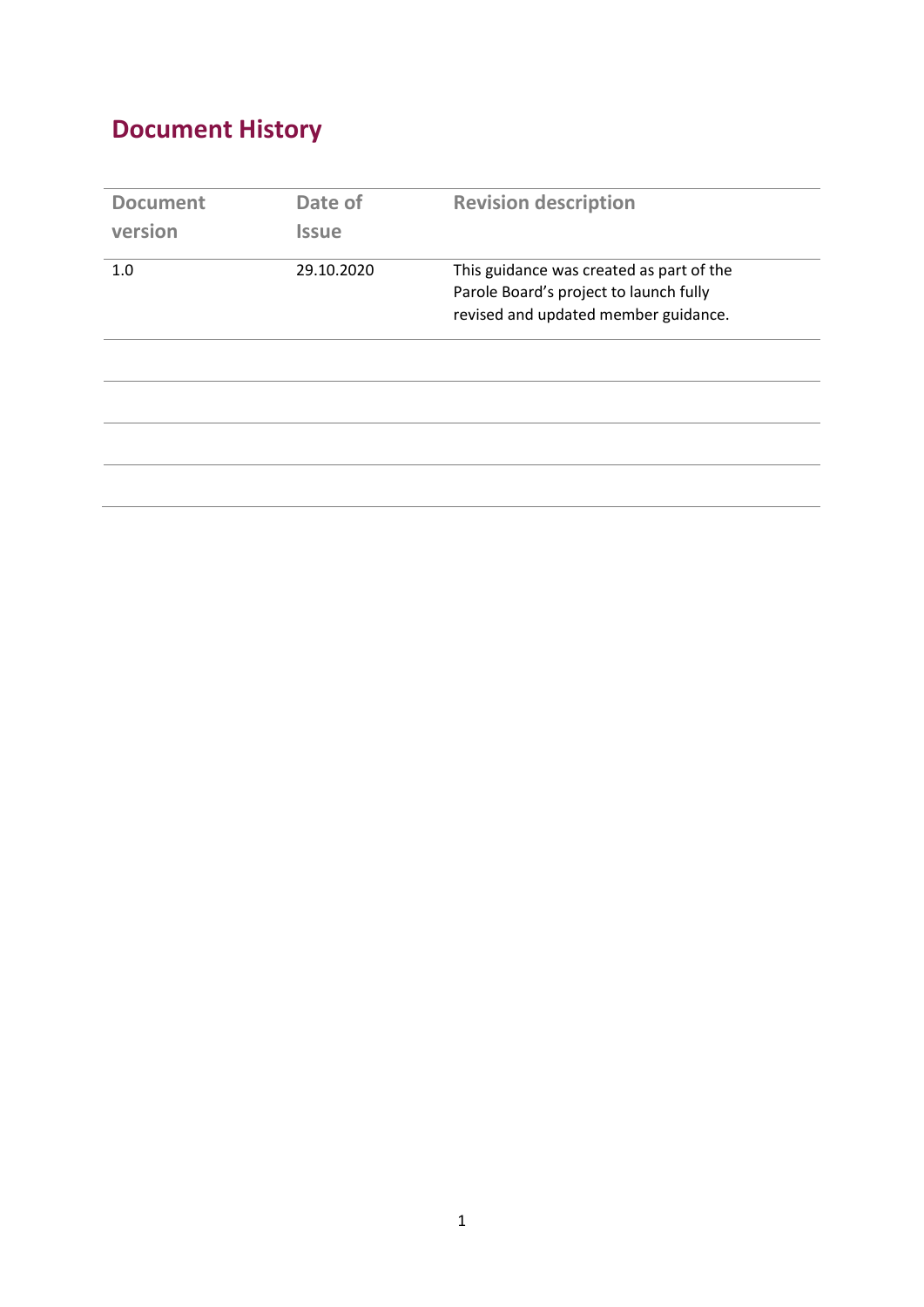## Document History

| Document version | Date of Issue | Revision description |
|---|---|---|
| 1.0 | 29.10.2020 | This guidance was created as part of the Parole Board's project to launch fully revised and updated member guidance. |
| | | |
| | | |
| | | |
| | | |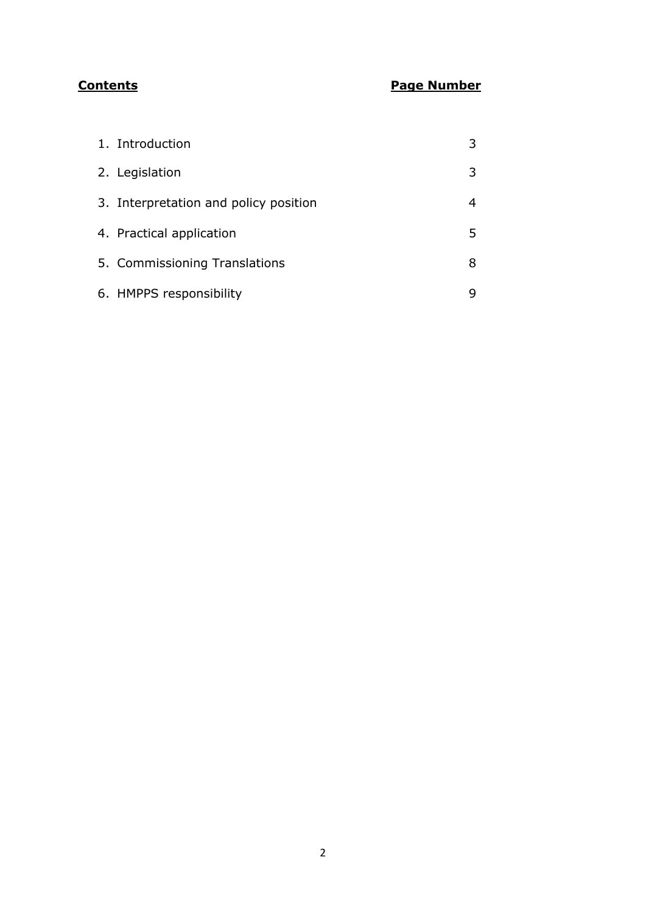| **Contents** | **Page Number** |
| --- | --- |
| 1. Introduction | 3 |
| 2. Legislation | 3 |
| 3. Interpretation and policy position | 4 |
| 4. Practical application | 5 |
| 5. Commissioning Translations | 8 |
| 6. HMPPS responsibility | 9 |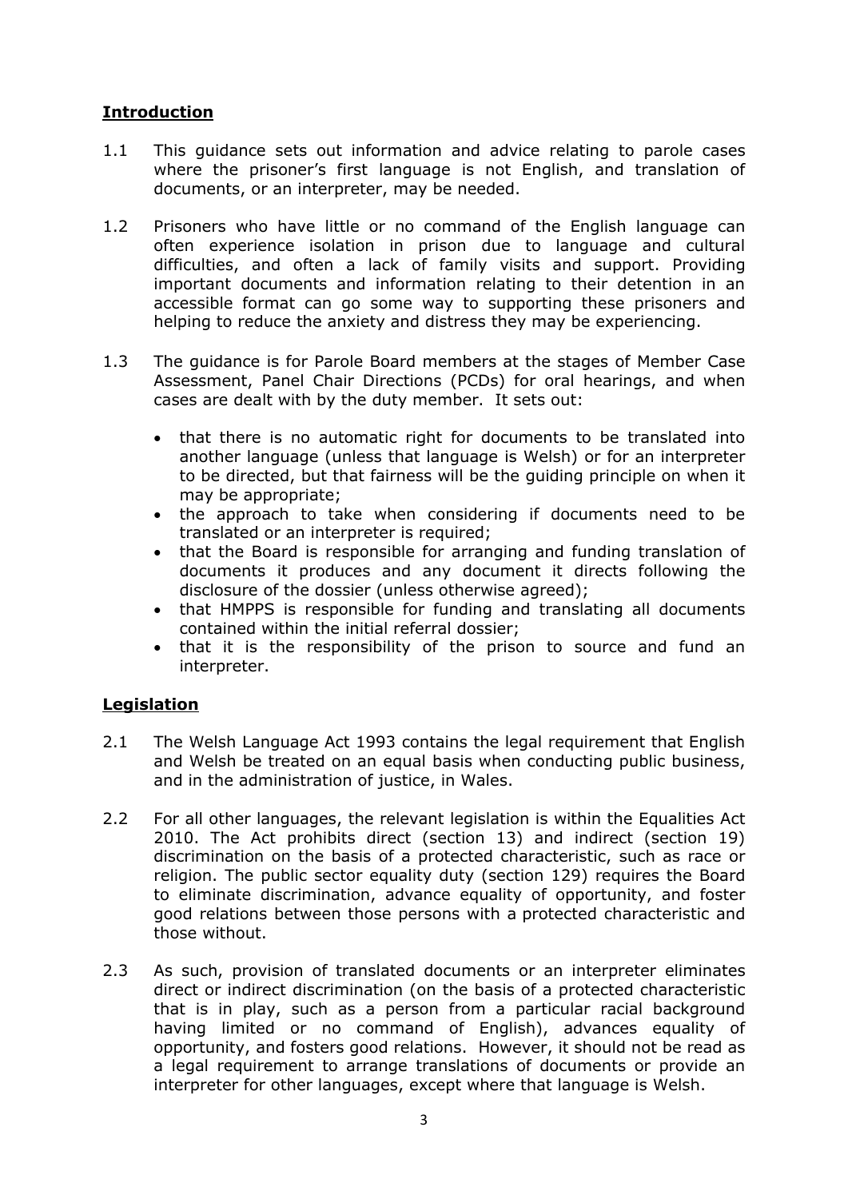## **Introduction**

1.1 This guidance sets out information and advice relating to parole cases where the prisoner's first language is not English, and translation of documents, or an interpreter, may be needed.

1.2 Prisoners who have little or no command of the English language can often experience isolation in prison due to language and cultural difficulties, and often a lack of family visits and support. Providing important documents and information relating to their detention in an accessible format can go some way to supporting these prisoners and helping to reduce the anxiety and distress they may be experiencing.

1.3 The guidance is for Parole Board members at the stages of Member Case Assessment, Panel Chair Directions (PCDs) for oral hearings, and when cases are dealt with by the duty member. It sets out:

- that there is no automatic right for documents to be translated into another language (unless that language is Welsh) or for an interpreter to be directed, but that fairness will be the guiding principle on when it may be appropriate;
- the approach to take when considering if documents need to be translated or an interpreter is required;
- that the Board is responsible for arranging and funding translation of documents it produces and any document it directs following the disclosure of the dossier (unless otherwise agreed);
- that HMPPS is responsible for funding and translating all documents contained within the initial referral dossier;
- that it is the responsibility of the prison to source and fund an interpreter.

## **Legislation**

2.1 The Welsh Language Act 1993 contains the legal requirement that English and Welsh be treated on an equal basis when conducting public business, and in the administration of justice, in Wales.

2.2 For all other languages, the relevant legislation is within the Equalities Act 2010. The Act prohibits direct (section 13) and indirect (section 19) discrimination on the basis of a protected characteristic, such as race or religion. The public sector equality duty (section 129) requires the Board to eliminate discrimination, advance equality of opportunity, and foster good relations between those persons with a protected characteristic and those without.

2.3 As such, provision of translated documents or an interpreter eliminates direct or indirect discrimination (on the basis of a protected characteristic that is in play, such as a person from a particular racial background having limited or no command of English), advances equality of opportunity, and fosters good relations. However, it should not be read as a legal requirement to arrange translations of documents or provide an interpreter for other languages, except where that language is Welsh.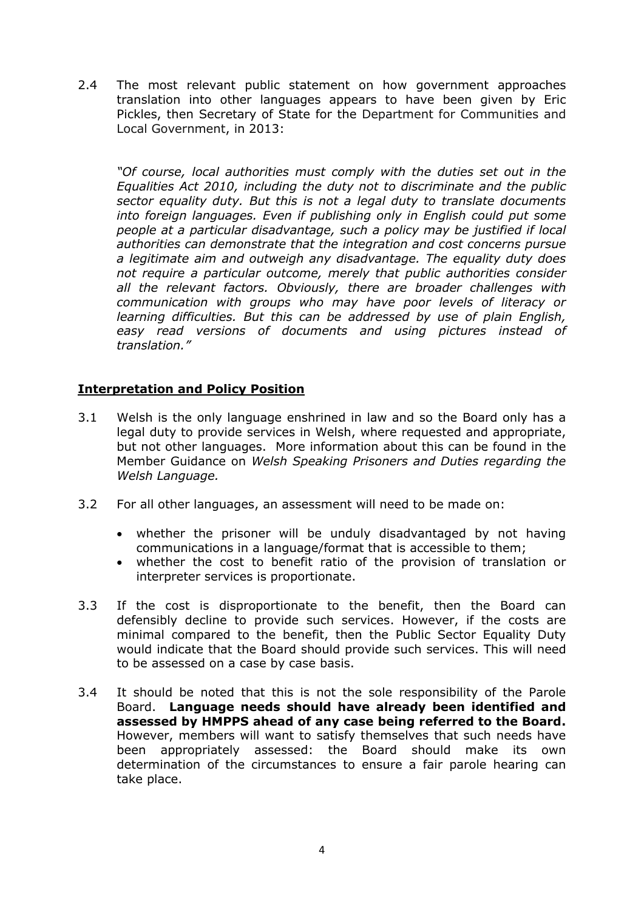2.4 The most relevant public statement on how government approaches translation into other languages appears to have been given by Eric Pickles, then Secretary of State for the Department for Communities and Local Government, in 2013:

> *"Of course, local authorities must comply with the duties set out in the Equalities Act 2010, including the duty not to discriminate and the public sector equality duty. But this is not a legal duty to translate documents into foreign languages. Even if publishing only in English could put some people at a particular disadvantage, such a policy may be justified if local authorities can demonstrate that the integration and cost concerns pursue a legitimate aim and outweigh any disadvantage. The equality duty does not require a particular outcome, merely that public authorities consider all the relevant factors. Obviously, there are broader challenges with communication with groups who may have poor levels of literacy or learning difficulties. But this can be addressed by use of plain English, easy read versions of documents and using pictures instead of translation."*

## Interpretation and Policy Position

3.1 Welsh is the only language enshrined in law and so the Board only has a legal duty to provide services in Welsh, where requested and appropriate, but not other languages. More information about this can be found in the Member Guidance on *Welsh Speaking Prisoners and Duties regarding the Welsh Language.*

3.2 For all other languages, an assessment will need to be made on:

- whether the prisoner will be unduly disadvantaged by not having communications in a language/format that is accessible to them;
- whether the cost to benefit ratio of the provision of translation or interpreter services is proportionate.

3.3 If the cost is disproportionate to the benefit, then the Board can defensibly decline to provide such services. However, if the costs are minimal compared to the benefit, then the Public Sector Equality Duty would indicate that the Board should provide such services. This will need to be assessed on a case by case basis.

3.4 It should be noted that this is not the sole responsibility of the Parole Board. **Language needs should have already been identified and assessed by HMPPS ahead of any case being referred to the Board.** However, members will want to satisfy themselves that such needs have been appropriately assessed: the Board should make its own determination of the circumstances to ensure a fair parole hearing can take place.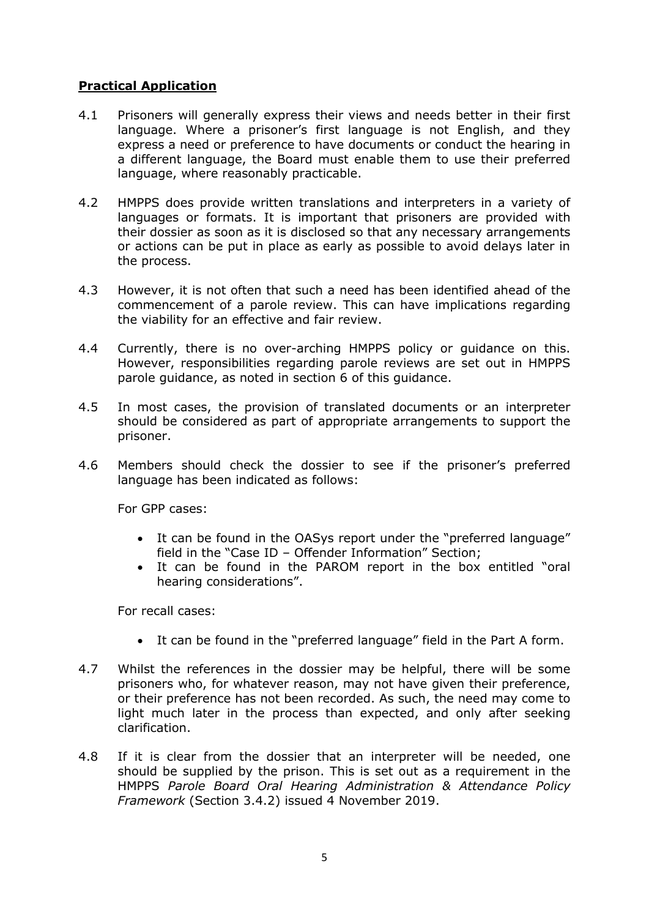**Practical Application**

4.1 Prisoners will generally express their views and needs better in their first language. Where a prisoner's first language is not English, and they express a need or preference to have documents or conduct the hearing in a different language, the Board must enable them to use their preferred language, where reasonably practicable.

4.2 HMPPS does provide written translations and interpreters in a variety of languages or formats. It is important that prisoners are provided with their dossier as soon as it is disclosed so that any necessary arrangements or actions can be put in place as early as possible to avoid delays later in the process.

4.3 However, it is not often that such a need has been identified ahead of the commencement of a parole review. This can have implications regarding the viability for an effective and fair review.

4.4 Currently, there is no over-arching HMPPS policy or guidance on this. However, responsibilities regarding parole reviews are set out in HMPPS parole guidance, as noted in section 6 of this guidance.

4.5 In most cases, the provision of translated documents or an interpreter should be considered as part of appropriate arrangements to support the prisoner.

4.6 Members should check the dossier to see if the prisoner's preferred language has been indicated as follows:

For GPP cases:

- It can be found in the OASys report under the "preferred language" field in the "Case ID – Offender Information" Section;
- It can be found in the PAROM report in the box entitled "oral hearing considerations".

For recall cases:

- It can be found in the "preferred language" field in the Part A form.

4.7 Whilst the references in the dossier may be helpful, there will be some prisoners who, for whatever reason, may not have given their preference, or their preference has not been recorded. As such, the need may come to light much later in the process than expected, and only after seeking clarification.

4.8 If it is clear from the dossier that an interpreter will be needed, one should be supplied by the prison. This is set out as a requirement in the HMPPS *Parole Board Oral Hearing Administration & Attendance Policy Framework* (Section 3.4.2) issued 4 November 2019.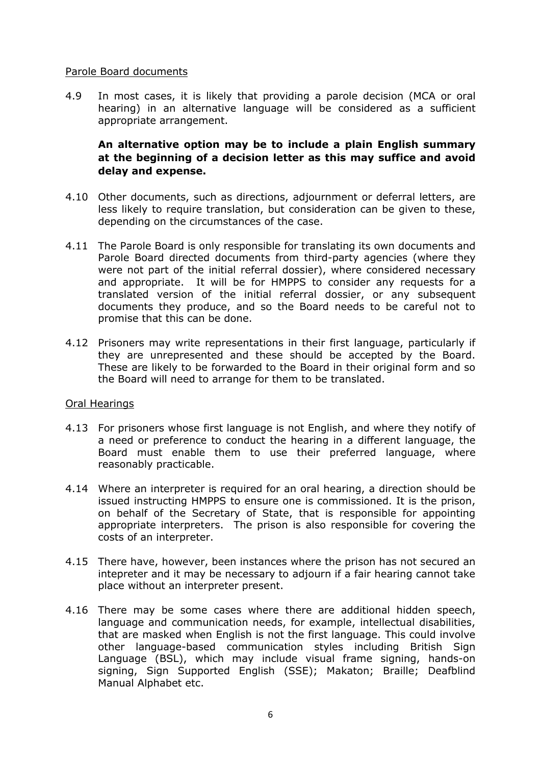Parole Board documents

4.9 In most cases, it is likely that providing a parole decision (MCA or oral hearing) in an alternative language will be considered as a sufficient appropriate arrangement.

**An alternative option may be to include a plain English summary at the beginning of a decision letter as this may suffice and avoid delay and expense.**

4.10 Other documents, such as directions, adjournment or deferral letters, are less likely to require translation, but consideration can be given to these, depending on the circumstances of the case.

4.11 The Parole Board is only responsible for translating its own documents and Parole Board directed documents from third-party agencies (where they were not part of the initial referral dossier), where considered necessary and appropriate. It will be for HMPPS to consider any requests for a translated version of the initial referral dossier, or any subsequent documents they produce, and so the Board needs to be careful not to promise that this can be done.

4.12 Prisoners may write representations in their first language, particularly if they are unrepresented and these should be accepted by the Board. These are likely to be forwarded to the Board in their original form and so the Board will need to arrange for them to be translated.

Oral Hearings

4.13 For prisoners whose first language is not English, and where they notify of a need or preference to conduct the hearing in a different language, the Board must enable them to use their preferred language, where reasonably practicable.

4.14 Where an interpreter is required for an oral hearing, a direction should be issued instructing HMPPS to ensure one is commissioned. It is the prison, on behalf of the Secretary of State, that is responsible for appointing appropriate interpreters. The prison is also responsible for covering the costs of an interpreter.

4.15 There have, however, been instances where the prison has not secured an intepreter and it may be necessary to adjourn if a fair hearing cannot take place without an interpreter present.

4.16 There may be some cases where there are additional hidden speech, language and communication needs, for example, intellectual disabilities, that are masked when English is not the first language. This could involve other language-based communication styles including British Sign Language (BSL), which may include visual frame signing, hands-on signing, Sign Supported English (SSE); Makaton; Braille; Deafblind Manual Alphabet etc.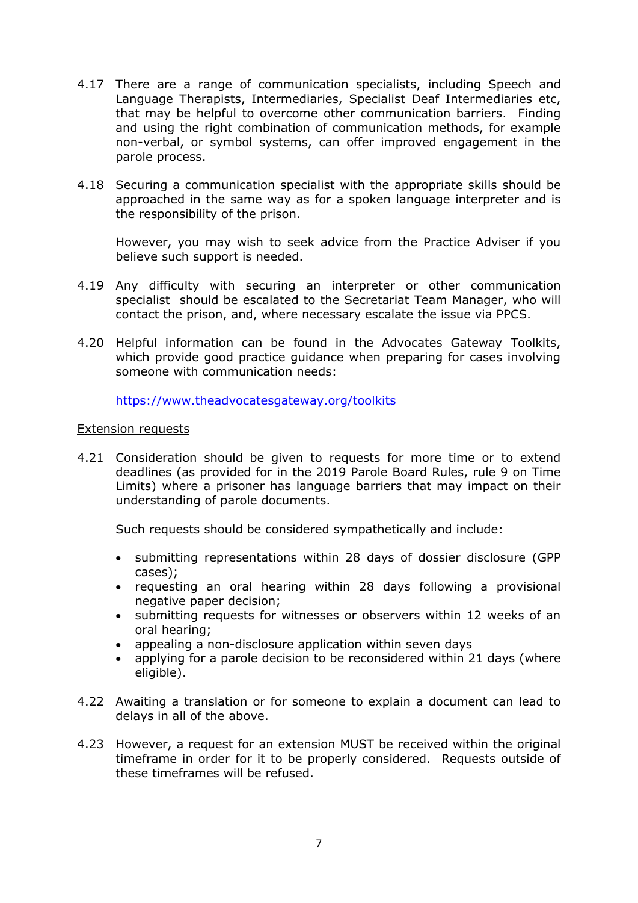4.17 There are a range of communication specialists, including Speech and Language Therapists, Intermediaries, Specialist Deaf Intermediaries etc, that may be helpful to overcome other communication barriers. Finding and using the right combination of communication methods, for example non-verbal, or symbol systems, can offer improved engagement in the parole process.

4.18 Securing a communication specialist with the appropriate skills should be approached in the same way as for a spoken language interpreter and is the responsibility of the prison.

However, you may wish to seek advice from the Practice Adviser if you believe such support is needed.

4.19 Any difficulty with securing an interpreter or other communication specialist should be escalated to the Secretariat Team Manager, who will contact the prison, and, where necessary escalate the issue via PPCS.

4.20 Helpful information can be found in the Advocates Gateway Toolkits, which provide good practice guidance when preparing for cases involving someone with communication needs:

https://www.theadvocatesgateway.org/toolkits

<u>Extension requests</u>

4.21 Consideration should be given to requests for more time or to extend deadlines (as provided for in the 2019 Parole Board Rules, rule 9 on Time Limits) where a prisoner has language barriers that may impact on their understanding of parole documents.

Such requests should be considered sympathetically and include:

- submitting representations within 28 days of dossier disclosure (GPP cases);
- requesting an oral hearing within 28 days following a provisional negative paper decision;
- submitting requests for witnesses or observers within 12 weeks of an oral hearing;
- appealing a non-disclosure application within seven days
- applying for a parole decision to be reconsidered within 21 days (where eligible).

4.22 Awaiting a translation or for someone to explain a document can lead to delays in all of the above.

4.23 However, a request for an extension MUST be received within the original timeframe in order for it to be properly considered. Requests outside of these timeframes will be refused.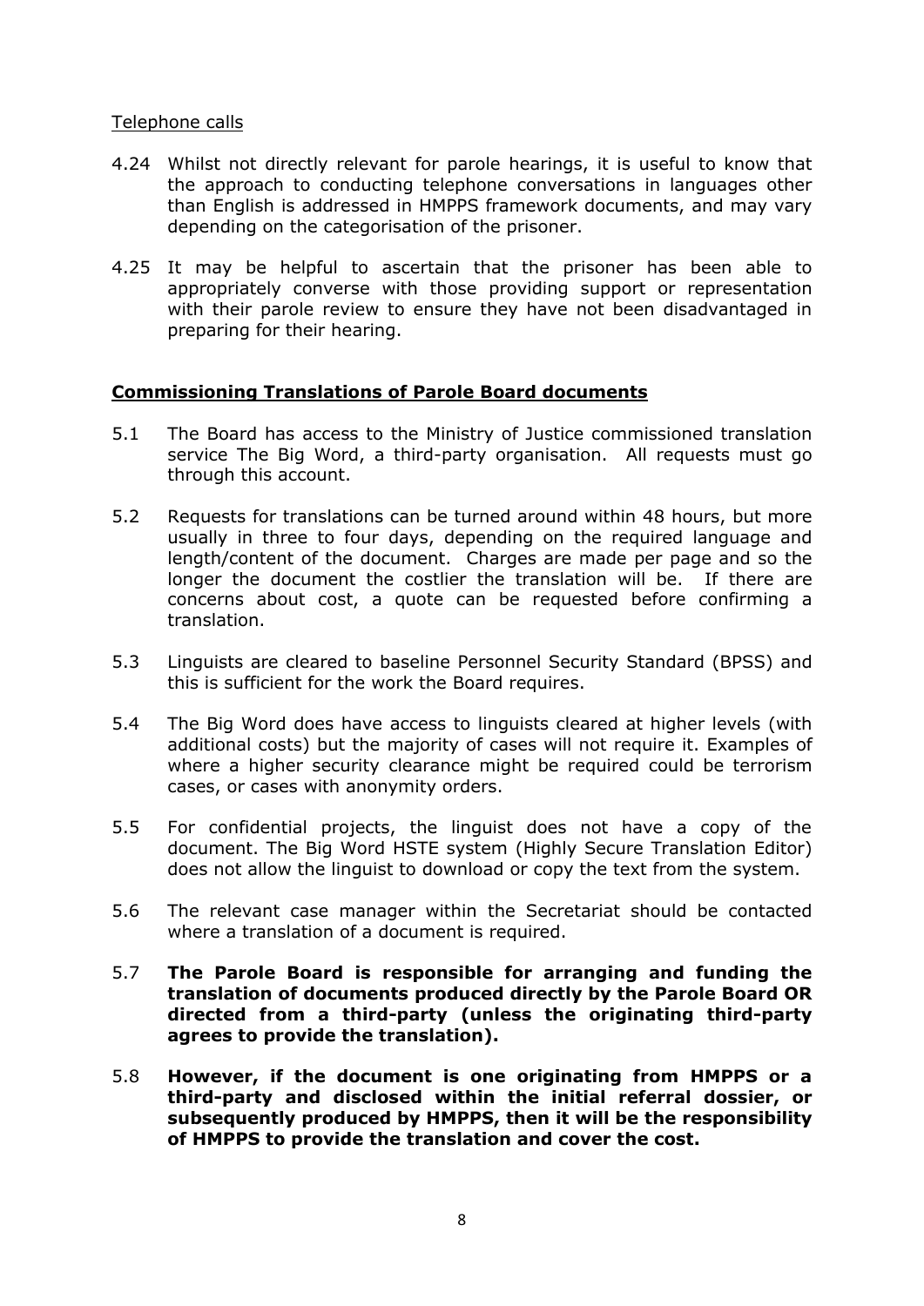Telephone calls

4.24 Whilst not directly relevant for parole hearings, it is useful to know that the approach to conducting telephone conversations in languages other than English is addressed in HMPPS framework documents, and may vary depending on the categorisation of the prisoner.

4.25 It may be helpful to ascertain that the prisoner has been able to appropriately converse with those providing support or representation with their parole review to ensure they have not been disadvantaged in preparing for their hearing.

## Commissioning Translations of Parole Board documents

5.1 The Board has access to the Ministry of Justice commissioned translation service The Big Word, a third-party organisation. All requests must go through this account.

5.2 Requests for translations can be turned around within 48 hours, but more usually in three to four days, depending on the required language and length/content of the document. Charges are made per page and so the longer the document the costlier the translation will be. If there are concerns about cost, a quote can be requested before confirming a translation.

5.3 Linguists are cleared to baseline Personnel Security Standard (BPSS) and this is sufficient for the work the Board requires.

5.4 The Big Word does have access to linguists cleared at higher levels (with additional costs) but the majority of cases will not require it. Examples of where a higher security clearance might be required could be terrorism cases, or cases with anonymity orders.

5.5 For confidential projects, the linguist does not have a copy of the document. The Big Word HSTE system (Highly Secure Translation Editor) does not allow the linguist to download or copy the text from the system.

5.6 The relevant case manager within the Secretariat should be contacted where a translation of a document is required.

5.7 **The Parole Board is responsible for arranging and funding the translation of documents produced directly by the Parole Board OR directed from a third-party (unless the originating third-party agrees to provide the translation).**

5.8 **However, if the document is one originating from HMPPS or a third-party and disclosed within the initial referral dossier, or subsequently produced by HMPPS, then it will be the responsibility of HMPPS to provide the translation and cover the cost.**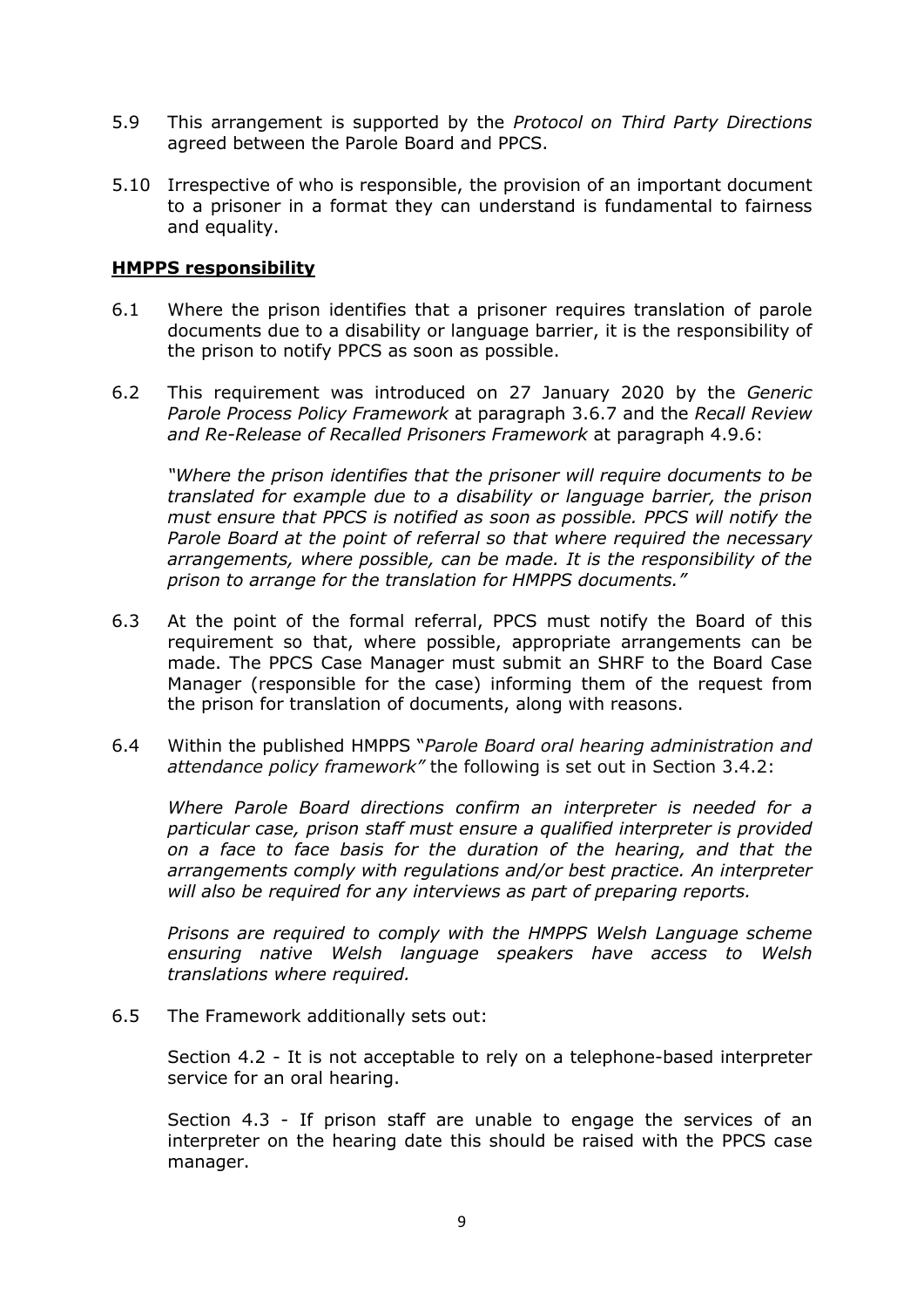5.9 This arrangement is supported by the *Protocol on Third Party Directions* agreed between the Parole Board and PPCS.

5.10 Irrespective of who is responsible, the provision of an important document to a prisoner in a format they can understand is fundamental to fairness and equality.

## **HMPPS responsibility**

6.1 Where the prison identifies that a prisoner requires translation of parole documents due to a disability or language barrier, it is the responsibility of the prison to notify PPCS as soon as possible.

6.2 This requirement was introduced on 27 January 2020 by the *Generic Parole Process Policy Framework* at paragraph 3.6.7 and the *Recall Review and Re-Release of Recalled Prisoners Framework* at paragraph 4.9.6:

*"Where the prison identifies that the prisoner will require documents to be translated for example due to a disability or language barrier, the prison must ensure that PPCS is notified as soon as possible. PPCS will notify the Parole Board at the point of referral so that where required the necessary arrangements, where possible, can be made. It is the responsibility of the prison to arrange for the translation for HMPPS documents."*

6.3 At the point of the formal referral, PPCS must notify the Board of this requirement so that, where possible, appropriate arrangements can be made. The PPCS Case Manager must submit an SHRF to the Board Case Manager (responsible for the case) informing them of the request from the prison for translation of documents, along with reasons.

6.4 Within the published HMPPS "*Parole Board oral hearing administration and attendance policy framework"* the following is set out in Section 3.4.2:

*Where Parole Board directions confirm an interpreter is needed for a particular case, prison staff must ensure a qualified interpreter is provided on a face to face basis for the duration of the hearing, and that the arrangements comply with regulations and/or best practice. An interpreter will also be required for any interviews as part of preparing reports.*

*Prisons are required to comply with the HMPPS Welsh Language scheme ensuring native Welsh language speakers have access to Welsh translations where required.*

6.5 The Framework additionally sets out:

Section 4.2 - It is not acceptable to rely on a telephone-based interpreter service for an oral hearing.

Section 4.3 - If prison staff are unable to engage the services of an interpreter on the hearing date this should be raised with the PPCS case manager.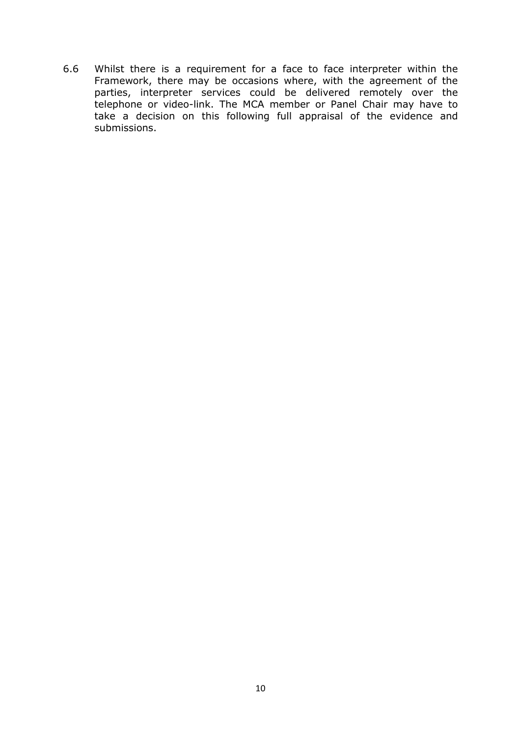6.6 Whilst there is a requirement for a face to face interpreter within the Framework, there may be occasions where, with the agreement of the parties, interpreter services could be delivered remotely over the telephone or video-link. The MCA member or Panel Chair may have to take a decision on this following full appraisal of the evidence and submissions.